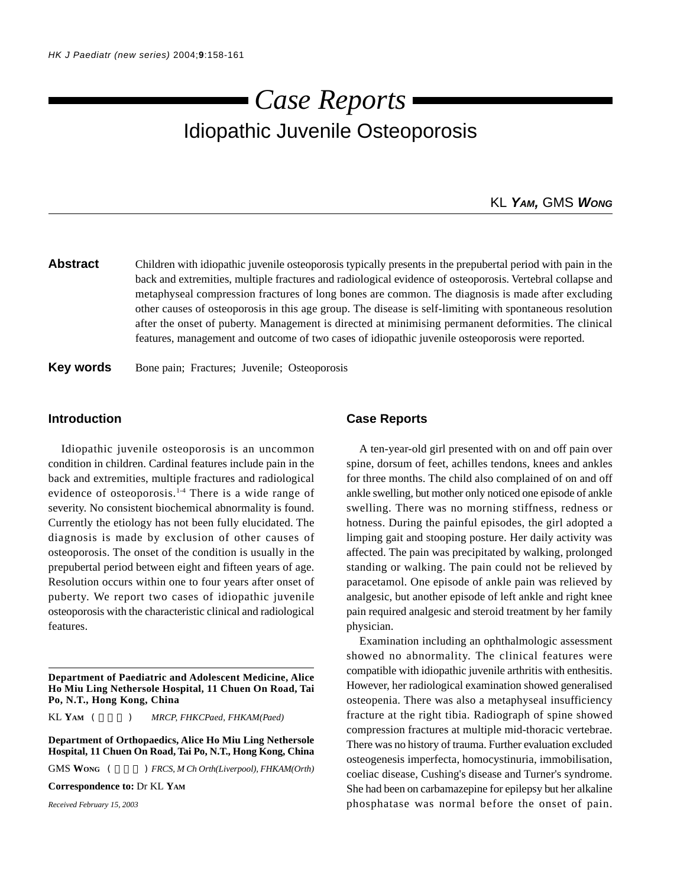# Case Reports

## Idiopathic Juvenile Osteoporosis

KL **Yam**, GMS **Wong**

**Abstract** Children with idiopathic juvenile osteoporosis typically presents in the prepubertal period with pain in the back and extremities, multiple fractures and radiological evidence of osteoporosis. Vertebral collapse and metaphyseal compression fractures of long bones are common. The diagnosis is made after excluding other causes of osteoporosis in this age group. The disease is self-limiting with spontaneous resolution after the onset of puberty. Management is directed at minimising permanent deformities. The clinical features, management and outcome of two cases of idiopathic juvenile osteoporosis were reported.

**Key words** Bone pain; Fractures; Juvenile; Osteoporosis

### Introduction

Idiopathic juvenile osteoporosis is an uncommon condition in children. Cardinal features include pain in the back and extremities, multiple fractures and radiological evidence of osteoporosis.[1-4] There is a wide range of severity. No consistent biochemical abnormality is found. Currently the etiology has not been fully elucidated. The diagnosis is made by exclusion of other causes of osteoporosis. The onset of the condition is usually in the prepubertal period between eight and fifteen years of age. Resolution occurs within one to four years after onset of puberty. We report two cases of idiopathic juvenile osteoporosis with the characteristic clinical and radiological features.

**Department of Paediatric and Adolescent Medicine, Alice Ho Miu Ling Nethersole Hospital, 11 Chuen On Road, Tai Po, N.T., Hong Kong, China**

KL **Yam** ( ) *MRCP, FHKCPaed, FHKAM(Paed)*

**Department of Orthopaedics, Alice Ho Miu Ling Nethersole Hospital, 11 Chuen On Road, Tai Po, N.T., Hong Kong, China**

GMS **Wong** ( ) *FRCS, M Ch Orth(Liverpool), FHKAM(Orth)*

**Correspondence to:** Dr KL **Yam**

*Received February 15, 2003*

### Case Reports

A ten-year-old girl presented with on and off pain over spine, dorsum of feet, achilles tendons, knees and ankles for three months. The child also complained of on and off ankle swelling, but mother only noticed one episode of ankle swelling. There was no morning stiffness, redness or hotness. During the painful episodes, the girl adopted a limping gait and stooping posture. Her daily activity was affected. The pain was precipitated by walking, prolonged standing or walking. The pain could not be relieved by paracetamol. One episode of ankle pain was relieved by analgesic, but another episode of left ankle and right knee pain required analgesic and steroid treatment by her family physician.

Examination including an ophthalmologic assessment showed no abnormality. The clinical features were compatible with idiopathic juvenile arthritis with enthesitis. However, her radiological examination showed generalised osteopenia. There was also a metaphyseal insufficiency fracture at the right tibia. Radiograph of spine showed compression fractures at multiple mid-thoracic vertebrae. There was no history of trauma. Further evaluation excluded osteogenesis imperfecta, homocystinuria, immobilisation, coeliac disease, Cushing's disease and Turner's syndrome. She had been on carbamazepine for epilepsy but her alkaline phosphatase was normal before the onset of pain.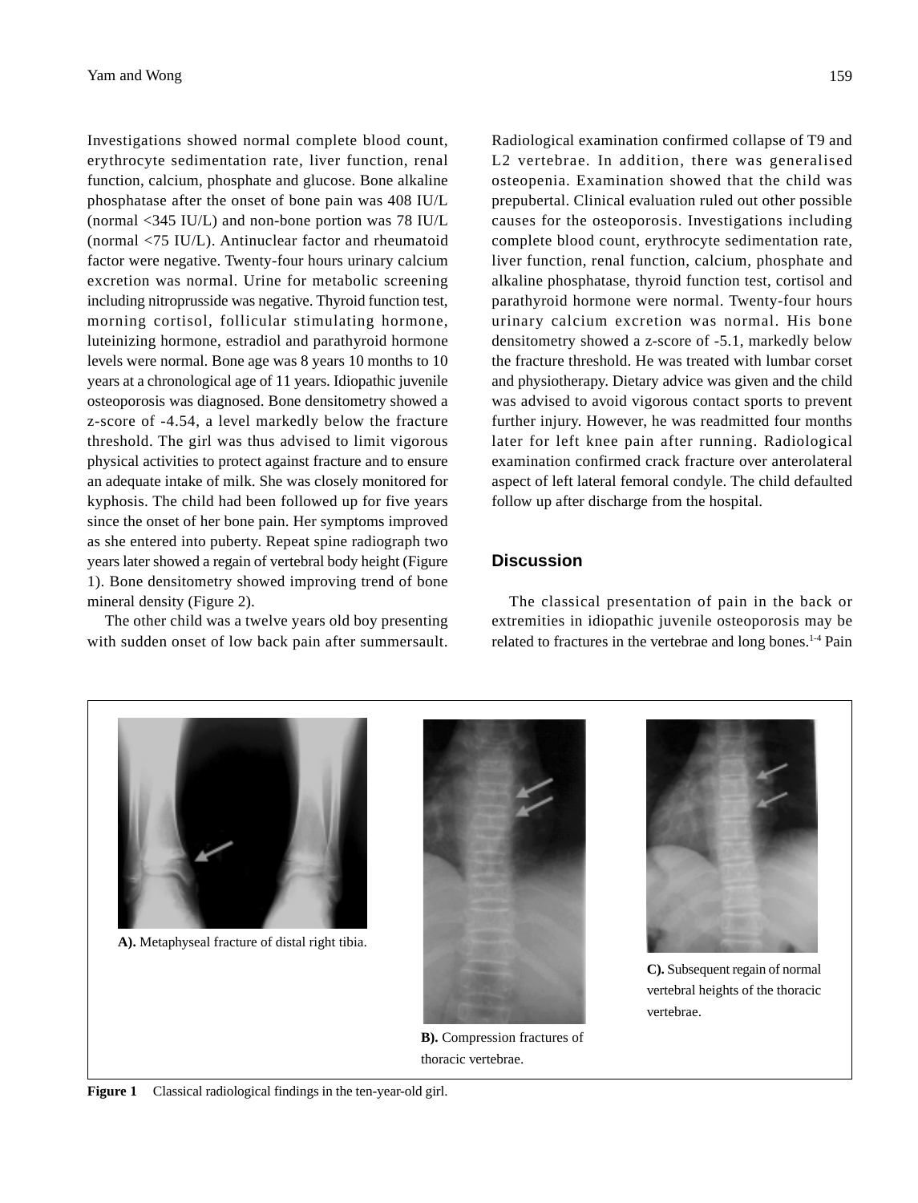Investigations showed normal complete blood count, erythrocyte sedimentation rate, liver function, renal function, calcium, phosphate and glucose. Bone alkaline phosphatase after the onset of bone pain was 408 IU/L (normal <345 IU/L) and non-bone portion was 78 IU/L (normal <75 IU/L). Antinuclear factor and rheumatoid factor were negative. Twenty-four hours urinary calcium excretion was normal. Urine for metabolic screening including nitroprusside was negative. Thyroid function test, morning cortisol, follicular stimulating hormone, luteinizing hormone, estradiol and parathyroid hormone levels were normal. Bone age was 8 years 10 months to 10 years at a chronological age of 11 years. Idiopathic juvenile osteoporosis was diagnosed. Bone densitometry showed a z-score of -4.54, a level markedly below the fracture threshold. The girl was thus advised to limit vigorous physical activities to protect against fracture and to ensure an adequate intake of milk. She was closely monitored for kyphosis. The child had been followed up for five years since the onset of her bone pain. Her symptoms improved as she entered into puberty. Repeat spine radiograph two years later showed a regain of vertebral body height (Figure 1). Bone densitometry showed improving trend of bone mineral density (Figure 2).

The other child was a twelve years old boy presenting with sudden onset of low back pain after summersault. Radiological examination confirmed collapse of T9 and L2 vertebrae. In addition, there was generalised osteopenia. Examination showed that the child was prepubertal. Clinical evaluation ruled out other possible causes for the osteoporosis. Investigations including complete blood count, erythrocyte sedimentation rate, liver function, renal function, calcium, phosphate and alkaline phosphatase, thyroid function test, cortisol and parathyroid hormone were normal. Twenty-four hours urinary calcium excretion was normal. His bone densitometry showed a z-score of -5.1, markedly below the fracture threshold. He was treated with lumbar corset and physiotherapy. Dietary advice was given and the child was advised to avoid vigorous contact sports to prevent further injury. However, he was readmitted four months later for left knee pain after running. Radiological examination confirmed crack fracture over anterolateral aspect of left lateral femoral condyle. The child defaulted follow up after discharge from the hospital.

## Discussion

The classical presentation of pain in the back or extremities in idiopathic juvenile osteoporosis may be related to fractures in the vertebrae and long bones.[1-4] Pain

**A).** Metaphyseal fracture of distal right tibia.

**B).** Compression fractures of thoracic vertebrae.

**C).** Subsequent regain of normal vertebral heights of the thoracic vertebrae.

**Figure 1** Classical radiological findings in the ten-year-old girl.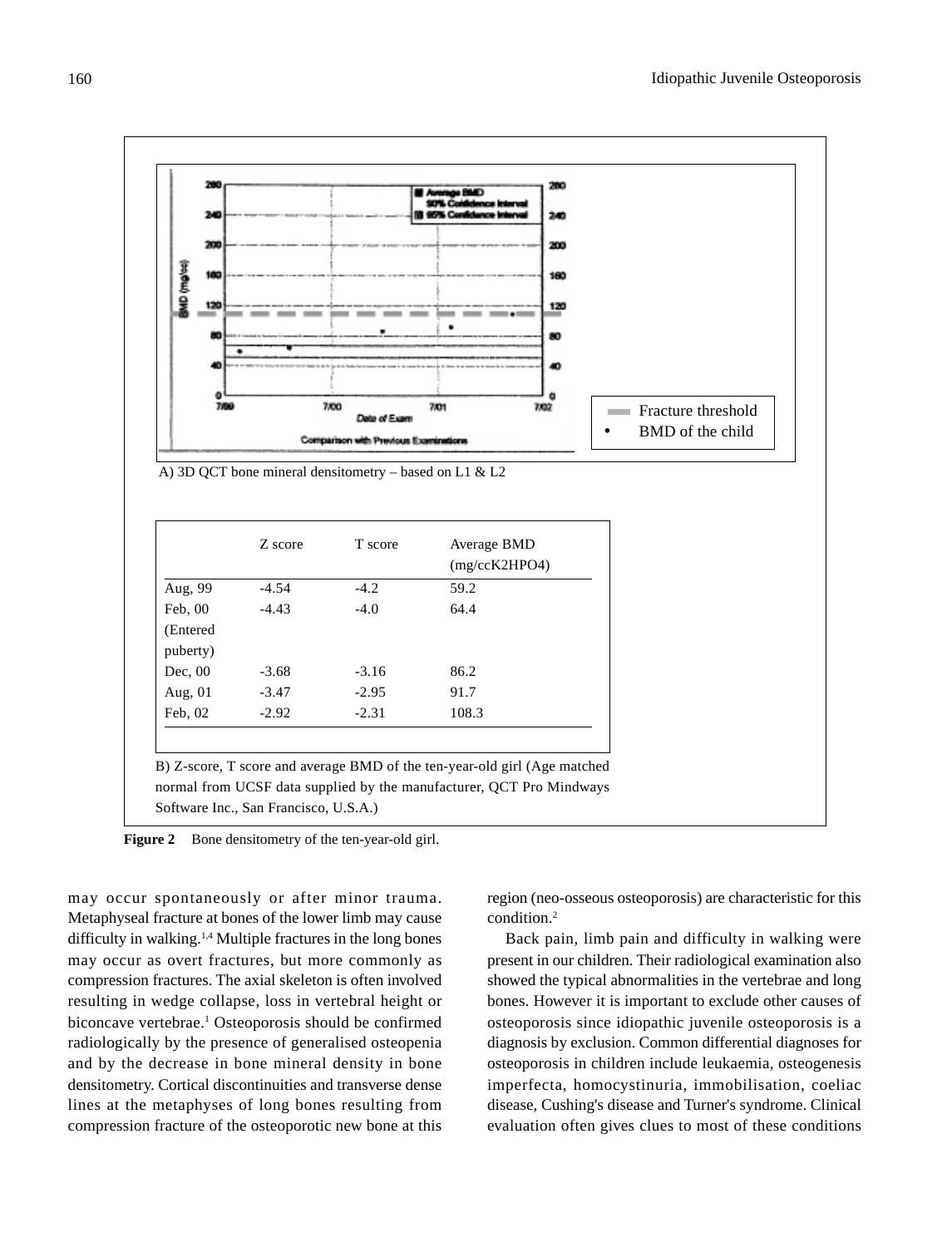A) 3D QCT bone mineral densitometry – based on L1 & L2

| | Z score | T score | Average BMD (mg/ccK2HPO4) |
|---|---|---|---|
| Aug, 99 | -4.54 | -4.2 | 59.2 |
| Feb, 00 (Entered puberty) | -4.43 | -4.0 | 64.4 |
| Dec, 00 | -3.68 | -3.16 | 86.2 |
| Aug, 01 | -3.47 | -2.95 | 91.7 |
| Feb, 02 | -2.92 | -2.31 | 108.3 |

B) Z-score, T score and average BMD of the ten-year-old girl (Age matched normal from UCSF data supplied by the manufacturer, QCT Pro Mindways Software Inc., San Francisco, U.S.A.)

**Figure 2** Bone densitometry of the ten-year-old girl.

may occur spontaneously or after minor trauma. Metaphyseal fracture at bones of the lower limb may cause difficulty in walking.[1,4] Multiple fractures in the long bones may occur as overt fractures, but more commonly as compression fractures. The axial skeleton is often involved resulting in wedge collapse, loss in vertebral height or biconcave vertebrae.[1] Osteoporosis should be confirmed radiologically by the presence of generalised osteopenia and by the decrease in bone mineral density in bone densitometry. Cortical discontinuities and transverse dense lines at the metaphyses of long bones resulting from compression fracture of the osteoporotic new bone at this region (neo-osseous osteoporosis) are characteristic for this condition.[2]

Back pain, limb pain and difficulty in walking were present in our children. Their radiological examination also showed the typical abnormalities in the vertebrae and long bones. However it is important to exclude other causes of osteoporosis since idiopathic juvenile osteoporosis is a diagnosis by exclusion. Common differential diagnoses for osteoporosis in children include leukaemia, osteogenesis imperfecta, homocystinuria, immobilisation, coeliac disease, Cushing's disease and Turner's syndrome. Clinical evaluation often gives clues to most of these conditions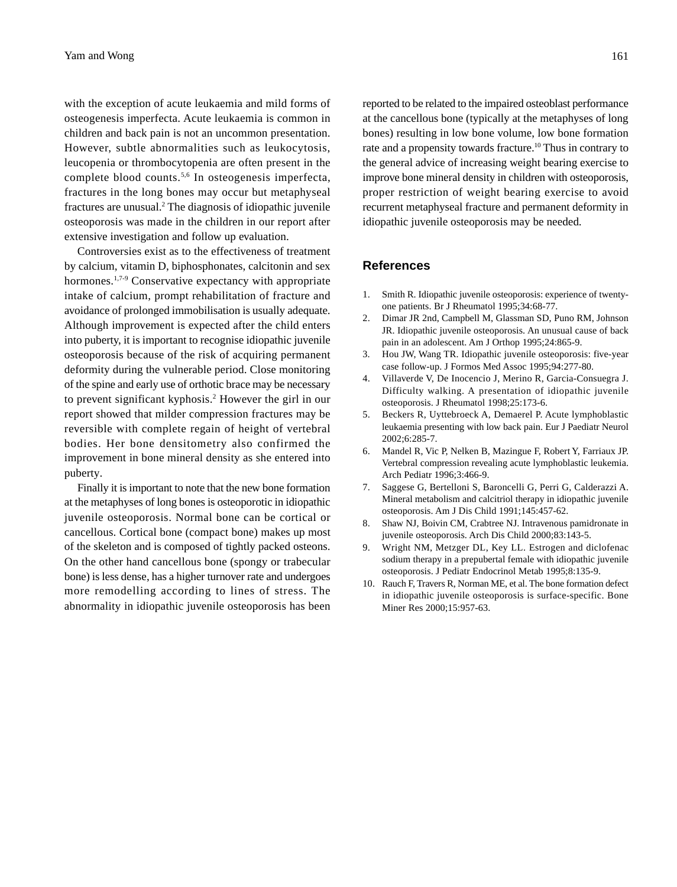with the exception of acute leukaemia and mild forms of osteogenesis imperfecta. Acute leukaemia is common in children and back pain is not an uncommon presentation. However, subtle abnormalities such as leukocytosis, leucopenia or thrombocytopenia are often present in the complete blood counts.[5,6] In osteogenesis imperfecta, fractures in the long bones may occur but metaphyseal fractures are unusual.[2] The diagnosis of idiopathic juvenile osteoporosis was made in the children in our report after extensive investigation and follow up evaluation.

Controversies exist as to the effectiveness of treatment by calcium, vitamin D, biphosphonates, calcitonin and sex hormones.[1,7-9] Conservative expectancy with appropriate intake of calcium, prompt rehabilitation of fracture and avoidance of prolonged immobilisation is usually adequate. Although improvement is expected after the child enters into puberty, it is important to recognise idiopathic juvenile osteoporosis because of the risk of acquiring permanent deformity during the vulnerable period. Close monitoring of the spine and early use of orthotic brace may be necessary to prevent significant kyphosis.[2] However the girl in our report showed that milder compression fractures may be reversible with complete regain of height of vertebral bodies. Her bone densitometry also confirmed the improvement in bone mineral density as she entered into puberty.

Finally it is important to note that the new bone formation at the metaphyses of long bones is osteoporotic in idiopathic juvenile osteoporosis. Normal bone can be cortical or cancellous. Cortical bone (compact bone) makes up most of the skeleton and is composed of tightly packed osteons. On the other hand cancellous bone (spongy or trabecular bone) is less dense, has a higher turnover rate and undergoes more remodelling according to lines of stress. The abnormality in idiopathic juvenile osteoporosis has been reported to be related to the impaired osteoblast performance at the cancellous bone (typically at the metaphyses of long bones) resulting in low bone volume, low bone formation rate and a propensity towards fracture.[10] Thus in contrary to the general advice of increasing weight bearing exercise to improve bone mineral density in children with osteoporosis, proper restriction of weight bearing exercise to avoid recurrent metaphyseal fracture and permanent deformity in idiopathic juvenile osteoporosis may be needed.

## References

1. Smith R. Idiopathic juvenile osteoporosis: experience of twenty-one patients. Br J Rheumatol 1995;34:68-77.
2. Dimar JR 2nd, Campbell M, Glassman SD, Puno RM, Johnson JR. Idiopathic juvenile osteoporosis. An unusual cause of back pain in an adolescent. Am J Orthop 1995;24:865-9.
3. Hou JW, Wang TR. Idiopathic juvenile osteoporosis: five-year case follow-up. J Formos Med Assoc 1995;94:277-80.
4. Villaverde V, De Inocencio J, Merino R, Garcia-Consuegra J. Difficulty walking. A presentation of idiopathic juvenile osteoporosis. J Rheumatol 1998;25:173-6.
5. Beckers R, Uyttebroeck A, Demaerel P. Acute lymphoblastic leukaemia presenting with low back pain. Eur J Paediatr Neurol 2002;6:285-7.
6. Mandel R, Vic P, Nelken B, Mazingue F, Robert Y, Farriaux JP. Vertebral compression revealing acute lymphoblastic leukemia. Arch Pediatr 1996;3:466-9.
7. Saggese G, Bertelloni S, Baroncelli G, Perri G, Calderazzi A. Mineral metabolism and calcitriol therapy in idiopathic juvenile osteoporosis. Am J Dis Child 1991;145:457-62.
8. Shaw NJ, Boivin CM, Crabtree NJ. Intravenous pamidronate in juvenile osteoporosis. Arch Dis Child 2000;83:143-5.
9. Wright NM, Metzger DL, Key LL. Estrogen and diclofenac sodium therapy in a prepubertal female with idiopathic juvenile osteoporosis. J Pediatr Endocrinol Metab 1995;8:135-9.
10. Rauch F, Travers R, Norman ME, et al. The bone formation defect in idiopathic juvenile osteoporosis is surface-specific. Bone Miner Res 2000;15:957-63.